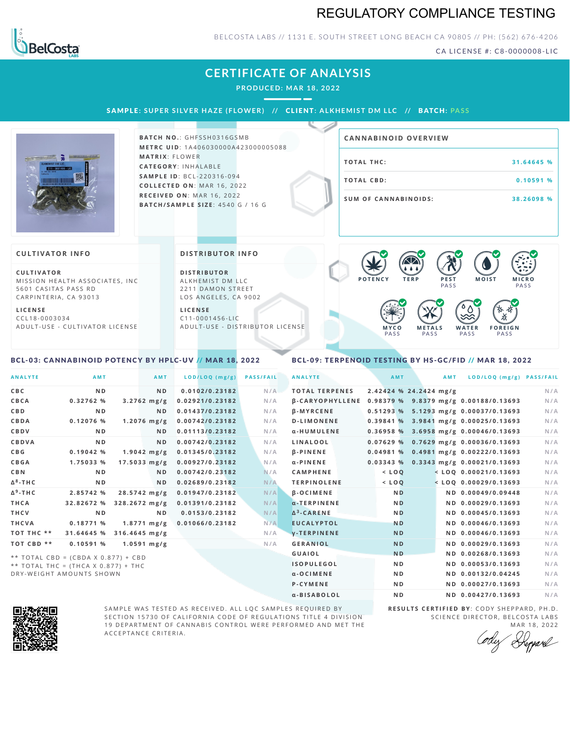# REGULATORY COMPLIANCE TESTING

BELCOSTA LABS // 1131 E. SOUTH STREET LONG BEACH CA 90805 // PH: (562) 676-4206

CA LICENSE #: C8-0000008-LIC

## CERTIFICATE OF ANALYSIS

PRODUCED: MAR 18, 2022

**SAMPLE:** SUPER SILVER HAZE (FLOWER) // **CLIENT:** ALKHEMIST DM LLC // **BATCH:** PASS

**BATCH NO.:** GHFSSH0316GSMB
**METRC UID:** 1A406030000A423000005088
**MATRIX:** FLOWER
**CATEGORY:** INHALABLE
**SAMPLE ID:** BCL-220316-094
**COLLECTED ON:** MAR 16, 2022
**RECEIVED ON:** MAR 16, 2022
**BATCH/SAMPLE SIZE:** 4540 G / 16 G

### CANNABINOID OVERVIEW

| | |
|---|---|
| TOTAL THC: | 31.64645 % |
| TOTAL CBD: | 0.10591 % |
| SUM OF CANNABINOIDS: | 38.26098 % |

### CULTIVATOR INFO

**CULTIVATOR**
MISSION HEALTH ASSOCIATES, INC
5601 CASITAS PASS RD
CARPINTERIA, CA 93013

**LICENSE**
CCL18-0003034
ADULT-USE - CULTIVATOR LICENSE

### DISTRIBUTOR INFO

**DISTRIBUTOR**
ALKHEMIST DM LLC
2211 DAMON STREET
LOS ANGELES, CA 9002

**LICENSE**
C11-0001456-LIC
ADULT-USE - DISTRIBUTOR LICENSE

POTENCY | TERP | PEST PASS | MOIST | MICRO PASS | MYCO PASS | METALS PASS | WATER PASS | FOREIGN PASS

### BCL-03: CANNABINOID POTENCY BY HPLC-UV // MAR 18, 2022

| ANALYTE | AMT | AMT | LOD/LOQ (mg/g) | PASS/FAIL |
|---|---|---|---|---|
| CBC | ND | ND | 0.0102/0.23182 | N/A |
| CBCA | 0.32762 % | 3.2762 mg/g | 0.02921/0.23182 | N/A |
| CBD | ND | ND | 0.01437/0.23182 | N/A |
| CBDA | 0.12076 % | 1.2076 mg/g | 0.00742/0.23182 | N/A |
| CBDV | ND | ND | 0.01113/0.23182 | N/A |
| CBDVA | ND | ND | 0.00742/0.23182 | N/A |
| CBG | 0.19042 % | 1.9042 mg/g | 0.01345/0.23182 | N/A |
| CBGA | 1.75033 % | 17.5033 mg/g | 0.00927/0.23182 | N/A |
| CBN | ND | ND | 0.00742/0.23182 | N/A |
| $\Delta^8$-THC | ND | ND | 0.02689/0.23182 | N/A |
| $\Delta^9$-THC | 2.85742 % | 28.5742 mg/g | 0.01947/0.23182 | N/A |
| THCA | 32.82672 % | 328.2672 mg/g | 0.01391/0.23182 | N/A |
| THCV | ND | ND | 0.0153/0.23182 | N/A |
| THCVA | 0.18771 % | 1.8771 mg/g | 0.01066/0.23182 | N/A |
| TOT THC ** | 31.64645 % | 316.4645 mg/g | | N/A |
| TOT CBD ** | 0.10591 % | 1.0591 mg/g | | N/A |

** TOTAL CBD = (CBDA X 0.877) + CBD
** TOTAL THC = (THCA X 0.877) + THC
DRY-WEIGHT AMOUNTS SHOWN

### BCL-09: TERPENOID TESTING BY HS-GC/FID // MAR 18, 2022

| ANALYTE | AMT | AMT | LOD/LOQ (mg/g) | PASS/FAIL |
|---|---|---|---|---|
| TOTAL TERPENES | 2.42424 % | 24.2424 mg/g | | N/A |
| β-CARYOPHYLLENE | 0.98379 % | 9.8379 mg/g | 0.00188/0.13693 | N/A |
| β-MYRCENE | 0.51293 % | 5.1293 mg/g | 0.00037/0.13693 | N/A |
| D-LIMONENE | 0.39841 % | 3.9841 mg/g | 0.00025/0.13693 | N/A |
| α-HUMULENE | 0.36958 % | 3.6958 mg/g | 0.00046/0.13693 | N/A |
| LINALOOL | 0.07629 % | 0.7629 mg/g | 0.00036/0.13693 | N/A |
| β-PINENE | 0.04981 % | 0.4981 mg/g | 0.00222/0.13693 | N/A |
| α-PINENE | 0.03343 % | 0.3343 mg/g | 0.00021/0.13693 | N/A |
| CAMPHENE | < LOQ | < LOQ | 0.00021/0.13693 | N/A |
| TERPINOLENE | < LOQ | < LOQ | 0.00029/0.13693 | N/A |
| β-OCIMENE | ND | ND | 0.00049/0.09448 | N/A |
| α-TERPINENE | ND | ND | 0.00029/0.13693 | N/A |
| $\Delta^3$-CARENE | ND | ND | 0.00045/0.13693 | N/A |
| EUCALYPTOL | ND | ND | 0.00046/0.13693 | N/A |
| γ-TERPINENE | ND | ND | 0.00046/0.13693 | N/A |
| GERANIOL | ND | ND | 0.00029/0.13693 | N/A |
| GUAIOL | ND | ND | 0.00268/0.13693 | N/A |
| ISOPULEGOL | ND | ND | 0.00053/0.13693 | N/A |
| α-OCIMENE | ND | ND | 0.00132/0.04245 | N/A |
| P-CYMENE | ND | ND | 0.00027/0.13693 | N/A |
| α-BISABOLOL | ND | ND | 0.00427/0.13693 | N/A |

SAMPLE WAS TESTED AS RECEIVED. ALL LQC SAMPLES REQUIRED BY SECTION 15730 OF CALIFORNIA CODE OF REGULATIONS TITLE 4 DIVISION 19 DEPARTMENT OF CANNABIS CONTROL WERE PERFORMED AND MET THE ACCEPTANCE CRITERIA.

**RESULTS CERTIFIED BY:** CODY SHEPPARD, PH.D.
SCIENCE DIRECTOR, BELCOSTA LABS
MAR 18, 2022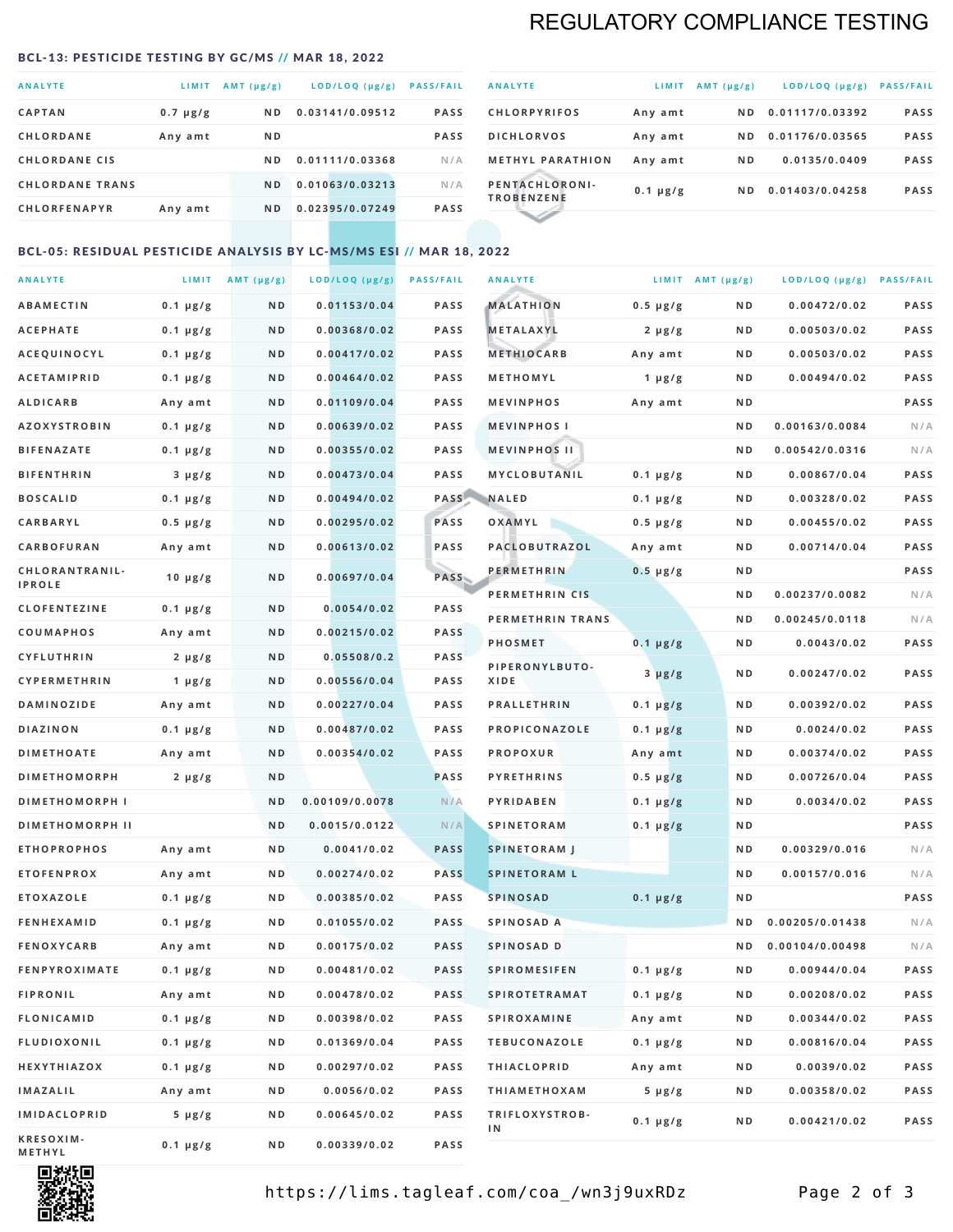# REGULATORY COMPLIANCE TESTING

## BCL-13: PESTICIDE TESTING BY GC/MS // MAR 18, 2022

| ANALYTE | LIMIT | AMT (μg/g) | LOD/LOQ (μg/g) | PASS/FAIL |
|---|---|---|---|---|
| CAPTAN | 0.7 μg/g | ND | 0.03141/0.09512 | PASS |
| CHLORDANE | Any amt | ND | | PASS |
| CHLORDANE CIS | | ND | 0.01111/0.03368 | N/A |
| CHLORDANE TRANS | | ND | 0.01063/0.03213 | N/A |
| CHLORFENAPYR | Any amt | ND | 0.02395/0.07249 | PASS |
| CHLORPYRIFOS | Any amt | ND | 0.01117/0.03392 | PASS |
| DICHLORVOS | Any amt | ND | 0.01176/0.03565 | PASS |
| METHYL PARATHION | Any amt | ND | 0.0135/0.0409 | PASS |
| PENTACHLORONITROBENZENE | 0.1 μg/g | ND | 0.01403/0.04258 | PASS |

## BCL-05: RESIDUAL PESTICIDE ANALYSIS BY LC-MS/MS ESI // MAR 18, 2022

| ANALYTE | LIMIT | AMT (μg/g) | LOD/LOQ (μg/g) | PASS/FAIL |
|---|---|---|---|---|
| ABAMECTIN | 0.1 μg/g | ND | 0.01153/0.04 | PASS |
| ACEPHATE | 0.1 μg/g | ND | 0.00368/0.02 | PASS |
| ACEQUINOCYL | 0.1 μg/g | ND | 0.00417/0.02 | PASS |
| ACETAMIPRID | 0.1 μg/g | ND | 0.00464/0.02 | PASS |
| ALDICARB | Any amt | ND | 0.01109/0.04 | PASS |
| AZOXYSTROBIN | 0.1 μg/g | ND | 0.00639/0.02 | PASS |
| BIFENAZATE | 0.1 μg/g | ND | 0.00355/0.02 | PASS |
| BIFENTHRIN | 3 μg/g | ND | 0.00473/0.04 | PASS |
| BOSCALID | 0.1 μg/g | ND | 0.00494/0.02 | PASS |
| CARBARYL | 0.5 μg/g | ND | 0.00295/0.02 | PASS |
| CARBOFURAN | Any amt | ND | 0.00613/0.02 | PASS |
| CHLORANTRANILIPROLE | 10 μg/g | ND | 0.00697/0.04 | PASS |
| CLOFENTEZINE | 0.1 μg/g | ND | 0.0054/0.02 | PASS |
| COUMAPHOS | Any amt | ND | 0.00215/0.02 | PASS |
| CYFLUTHRIN | 2 μg/g | ND | 0.05508/0.2 | PASS |
| CYPERMETHRIN | 1 μg/g | ND | 0.00556/0.04 | PASS |
| DAMINOZIDE | Any amt | ND | 0.00227/0.04 | PASS |
| DIAZINON | 0.1 μg/g | ND | 0.00487/0.02 | PASS |
| DIMETHOATE | Any amt | ND | 0.00354/0.02 | PASS |
| DIMETHOMORPH | 2 μg/g | ND | | PASS |
| DIMETHOMORPH I | | ND | 0.00109/0.0078 | N/A |
| DIMETHOMORPH II | | ND | 0.0015/0.0122 | N/A |
| ETHOPROPHOS | Any amt | ND | 0.0041/0.02 | PASS |
| ETOFENPROX | Any amt | ND | 0.00274/0.02 | PASS |
| ETOXAZOLE | 0.1 μg/g | ND | 0.00385/0.02 | PASS |
| FENHEXAMID | 0.1 μg/g | ND | 0.01055/0.02 | PASS |
| FENOXYCARB | Any amt | ND | 0.00175/0.02 | PASS |
| FENPYROXIMATE | 0.1 μg/g | ND | 0.00481/0.02 | PASS |
| FIPRONIL | Any amt | ND | 0.00478/0.02 | PASS |
| FLONICAMID | 0.1 μg/g | ND | 0.00398/0.02 | PASS |
| FLUDIOXONIL | 0.1 μg/g | ND | 0.01369/0.04 | PASS |
| HEXYTHIAZOX | 0.1 μg/g | ND | 0.00297/0.02 | PASS |
| IMAZALIL | Any amt | ND | 0.0056/0.02 | PASS |
| IMIDACLOPRID | 5 μg/g | ND | 0.00645/0.02 | PASS |
| KRESOXIM-METHYL | 0.1 μg/g | ND | 0.00339/0.02 | PASS |
| MALATHION | 0.5 μg/g | ND | 0.00472/0.02 | PASS |
| METALAXYL | 2 μg/g | ND | 0.00503/0.02 | PASS |
| METHIOCARB | Any amt | ND | 0.00503/0.02 | PASS |
| METHOMYL | 1 μg/g | ND | 0.00494/0.02 | PASS |
| MEVINPHOS | Any amt | ND | | PASS |
| MEVINPHOS I | | ND | 0.00163/0.0084 | N/A |
| MEVINPHOS II | | ND | 0.00542/0.0316 | N/A |
| MYCLOBUTANIL | 0.1 μg/g | ND | 0.00867/0.04 | PASS |
| NALED | 0.1 μg/g | ND | 0.00328/0.02 | PASS |
| OXAMYL | 0.5 μg/g | ND | 0.00455/0.02 | PASS |
| PACLOBUTRAZOL | Any amt | ND | 0.00714/0.04 | PASS |
| PERMETHRIN | 0.5 μg/g | ND | | PASS |
| PERMETHRIN CIS | | ND | 0.00237/0.0082 | N/A |
| PERMETHRIN TRANS | | ND | 0.00245/0.0118 | N/A |
| PHOSMET | 0.1 μg/g | ND | 0.0043/0.02 | PASS |
| PIPERONYLBUTOXIDE | 3 μg/g | ND | 0.00247/0.02 | PASS |
| PRALLETHRIN | 0.1 μg/g | ND | 0.00392/0.02 | PASS |
| PROPICONAZOLE | 0.1 μg/g | ND | 0.0024/0.02 | PASS |
| PROPOXUR | Any amt | ND | 0.00374/0.02 | PASS |
| PYRETHRINS | 0.5 μg/g | ND | 0.00726/0.04 | PASS |
| PYRIDABEN | 0.1 μg/g | ND | 0.0034/0.02 | PASS |
| SPINETORAM | 0.1 μg/g | ND | | PASS |
| SPINETORAM J | | ND | 0.00329/0.016 | N/A |
| SPINETORAM L | | ND | 0.00157/0.016 | N/A |
| SPINOSAD | 0.1 μg/g | ND | | PASS |
| SPINOSAD A | | ND | 0.00205/0.01438 | N/A |
| SPINOSAD D | | ND | 0.00104/0.00498 | N/A |
| SPIROMESIFEN | 0.1 μg/g | ND | 0.00944/0.04 | PASS |
| SPIROTETRAMAT | 0.1 μg/g | ND | 0.00208/0.02 | PASS |
| SPIROXAMINE | Any amt | ND | 0.00344/0.02 | PASS |
| TEBUCONAZOLE | 0.1 μg/g | ND | 0.00816/0.04 | PASS |
| THIACLOPRID | Any amt | ND | 0.0039/0.02 | PASS |
| THIAMETHOXAM | 5 μg/g | ND | 0.00358/0.02 | PASS |
| TRIFLOXYSTROBIN | 0.1 μg/g | ND | 0.00421/0.02 | PASS |

https://lims.tagleaf.com/coa_/wn3j9uxRDz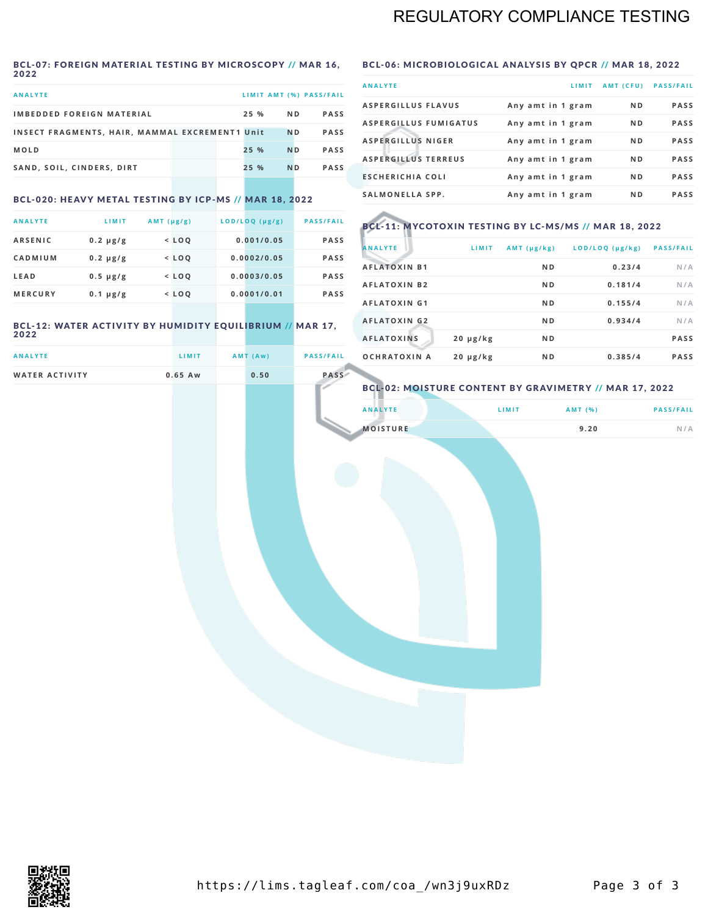# REGULATORY COMPLIANCE TESTING

## BCL-07: FOREIGN MATERIAL TESTING BY MICROSCOPY // MAR 16, 2022

| ANALYTE | LIMIT | AMT (%) | PASS/FAIL |
|---|---|---|---|
| IMBEDDED FOREIGN MATERIAL | 25 % | ND | PASS |
| INSECT FRAGMENTS, HAIR, MAMMAL EXCREMENT | 1 Unit | ND | PASS |
| MOLD | 25 % | ND | PASS |
| SAND, SOIL, CINDERS, DIRT | 25 % | ND | PASS |

## BCL-020: HEAVY METAL TESTING BY ICP-MS // MAR 18, 2022

| ANALYTE | LIMIT | AMT (μg/g) | LOD/LOQ (μg/g) | PASS/FAIL |
|---|---|---|---|---|
| ARSENIC | 0.2 μg/g | < LOQ | 0.001/0.05 | PASS |
| CADMIUM | 0.2 μg/g | < LOQ | 0.0002/0.05 | PASS |
| LEAD | 0.5 μg/g | < LOQ | 0.0003/0.05 | PASS |
| MERCURY | 0.1 μg/g | < LOQ | 0.0001/0.01 | PASS |

## BCL-12: WATER ACTIVITY BY HUMIDITY EQUILIBRIUM // MAR 17, 2022

| ANALYTE | LIMIT | AMT (Aw) | PASS/FAIL |
|---|---|---|---|
| WATER ACTIVITY | 0.65 Aw | 0.50 | PASS |

## BCL-06: MICROBIOLOGICAL ANALYSIS BY QPCR // MAR 18, 2022

| ANALYTE | LIMIT | AMT (CFU) | PASS/FAIL |
|---|---|---|---|
| ASPERGILLUS FLAVUS | Any amt in 1 gram | ND | PASS |
| ASPERGILLUS FUMIGATUS | Any amt in 1 gram | ND | PASS |
| ASPERGILLUS NIGER | Any amt in 1 gram | ND | PASS |
| ASPERGILLUS TERREUS | Any amt in 1 gram | ND | PASS |
| ESCHERICHIA COLI | Any amt in 1 gram | ND | PASS |
| SALMONELLA SPP. | Any amt in 1 gram | ND | PASS |

## BCL-11: MYCOTOXIN TESTING BY LC-MS/MS // MAR 18, 2022

| ANALYTE | LIMIT | AMT (μg/kg) | LOD/LOQ (μg/kg) | PASS/FAIL |
|---|---|---|---|---|
| AFLATOXIN B1 | | ND | 0.23/4 | N/A |
| AFLATOXIN B2 | | ND | 0.181/4 | N/A |
| AFLATOXIN G1 | | ND | 0.155/4 | N/A |
| AFLATOXIN G2 | | ND | 0.934/4 | N/A |
| AFLATOXINS | 20 μg/kg | ND | | PASS |
| OCHRATOXIN A | 20 μg/kg | ND | 0.385/4 | PASS |

## BCL-02: MOISTURE CONTENT BY GRAVIMETRY // MAR 17, 2022

| ANALYTE | LIMIT | AMT (%) | PASS/FAIL |
|---|---|---|---|
| MOISTURE | | 9.20 | N/A |

https://lims.tagleaf.com/coa_/wn3j9uxRDz